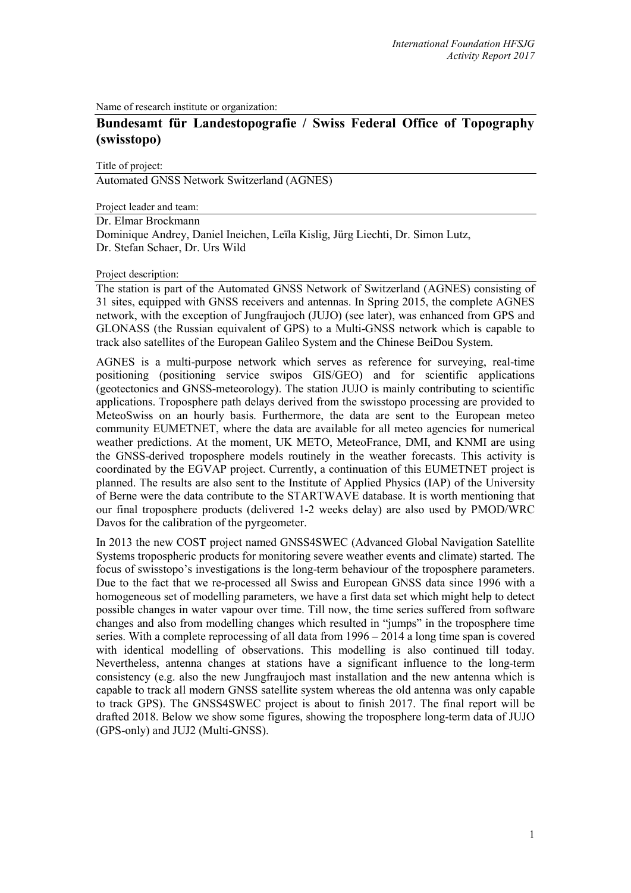Name of research institute or organization:

## Bundesamt für Landestopografie / Swiss Federal Office of Topography (swisstopo)

Title of project:

Automated GNSS Network Switzerland (AGNES)

Project leader and team:

Dr. Elmar Brockmann
Dominique Andrey, Daniel Ineichen, Leïla Kislig, Jürg Liechti, Dr. Simon Lutz, Dr. Stefan Schaer, Dr. Urs Wild

Project description:

The station is part of the Automated GNSS Network of Switzerland (AGNES) consisting of 31 sites, equipped with GNSS receivers and antennas. In Spring 2015, the complete AGNES network, with the exception of Jungfraujoch (JUJO) (see later), was enhanced from GPS and GLONASS (the Russian equivalent of GPS) to a Multi-GNSS network which is capable to track also satellites of the European Galileo System and the Chinese BeiDou System.

AGNES is a multi-purpose network which serves as reference for surveying, real-time positioning (positioning service swipos GIS/GEO) and for scientific applications (geotectonics and GNSS-meteorology). The station JUJO is mainly contributing to scientific applications. Troposphere path delays derived from the swisstopo processing are provided to MeteoSwiss on an hourly basis. Furthermore, the data are sent to the European meteo community EUMETNET, where the data are available for all meteo agencies for numerical weather predictions. At the moment, UK METO, MeteoFrance, DMI, and KNMI are using the GNSS-derived troposphere models routinely in the weather forecasts. This activity is coordinated by the EGVAP project. Currently, a continuation of this EUMETNET project is planned. The results are also sent to the Institute of Applied Physics (IAP) of the University of Berne were the data contribute to the STARTWAVE database. It is worth mentioning that our final troposphere products (delivered 1-2 weeks delay) are also used by PMOD/WRC Davos for the calibration of the pyrgeometer.

In 2013 the new COST project named GNSS4SWEC (Advanced Global Navigation Satellite Systems tropospheric products for monitoring severe weather events and climate) started. The focus of swisstopo's investigations is the long-term behaviour of the troposphere parameters. Due to the fact that we re-processed all Swiss and European GNSS data since 1996 with a homogeneous set of modelling parameters, we have a first data set which might help to detect possible changes in water vapour over time. Till now, the time series suffered from software changes and also from modelling changes which resulted in "jumps" in the troposphere time series. With a complete reprocessing of all data from 1996 – 2014 a long time span is covered with identical modelling of observations. This modelling is also continued till today. Nevertheless, antenna changes at stations have a significant influence to the long-term consistency (e.g. also the new Jungfraujoch mast installation and the new antenna which is capable to track all modern GNSS satellite system whereas the old antenna was only capable to track GPS). The GNSS4SWEC project is about to finish 2017. The final report will be drafted 2018. Below we show some figures, showing the troposphere long-term data of JUJO (GPS-only) and JUJ2 (Multi-GNSS).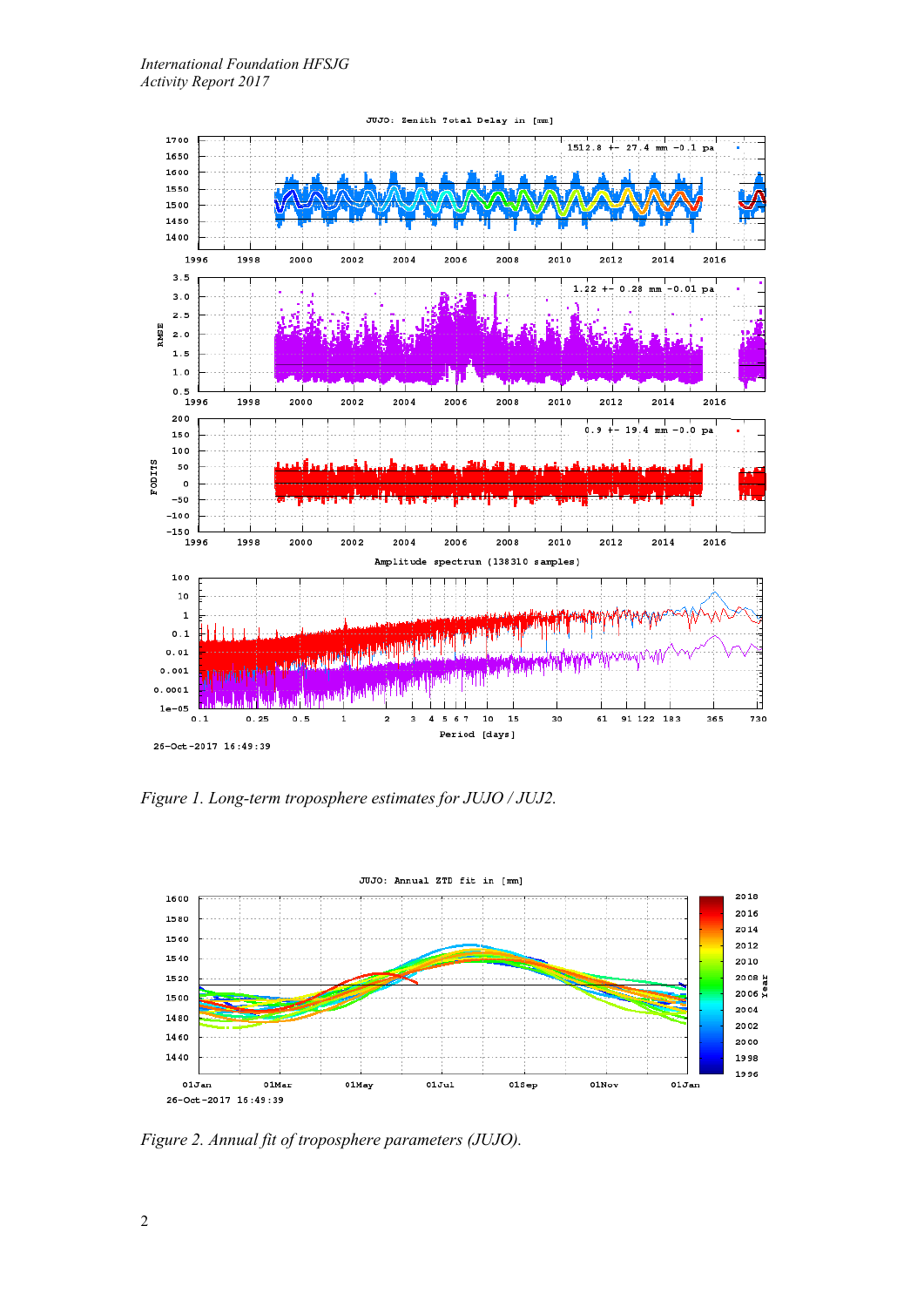*Figure 1. Long-term troposphere estimates for JUJO / JUJ2.*

*Figure 2. Annual fit of troposphere parameters (JUJO).*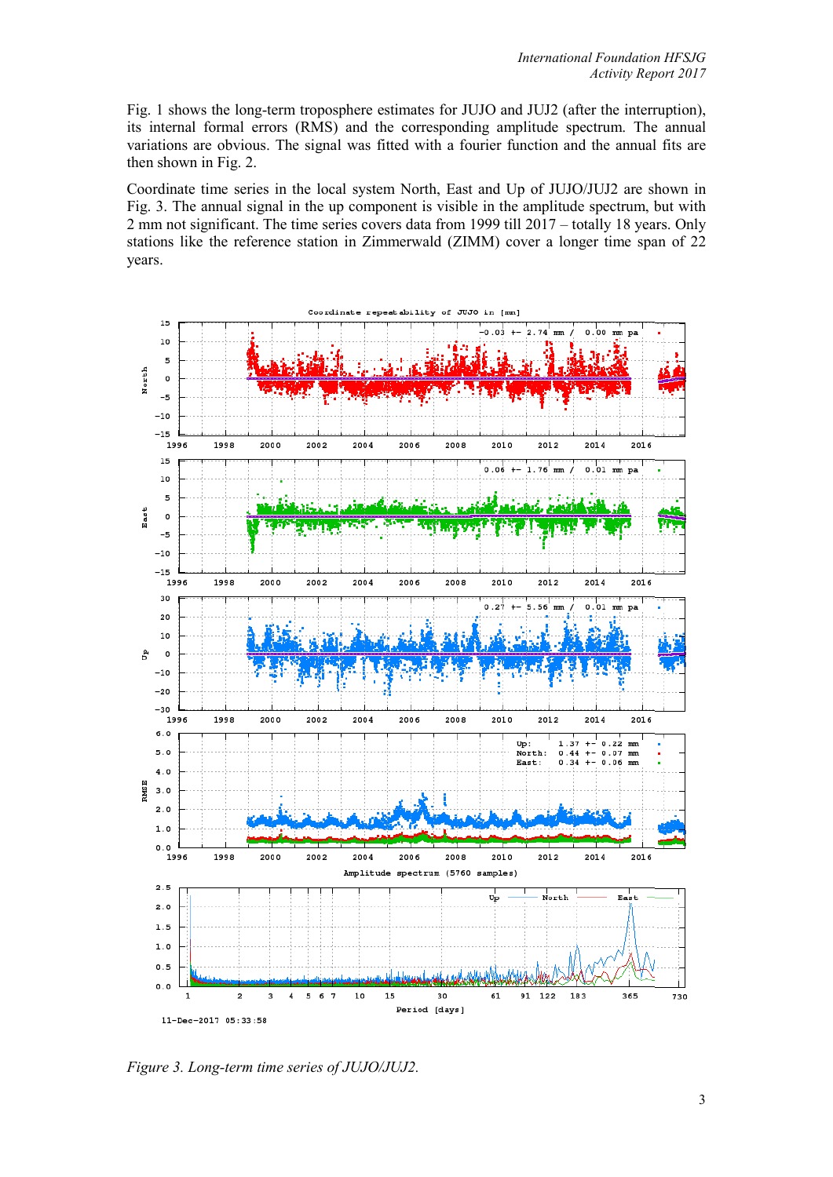Fig. 1 shows the long-term troposphere estimates for JUJO and JUJ2 (after the interruption), its internal formal errors (RMS) and the corresponding amplitude spectrum. The annual variations are obvious. The signal was fitted with a fourier function and the annual fits are then shown in Fig. 2.

Coordinate time series in the local system North, East and Up of JUJO/JUJ2 are shown in Fig. 3. The annual signal in the up component is visible in the amplitude spectrum, but with 2 mm not significant. The time series covers data from 1999 till 2017 – totally 18 years. Only stations like the reference station in Zimmerwald (ZIMM) cover a longer time span of 22 years.

*Figure 3. Long-term time series of JUJO/JUJ2.*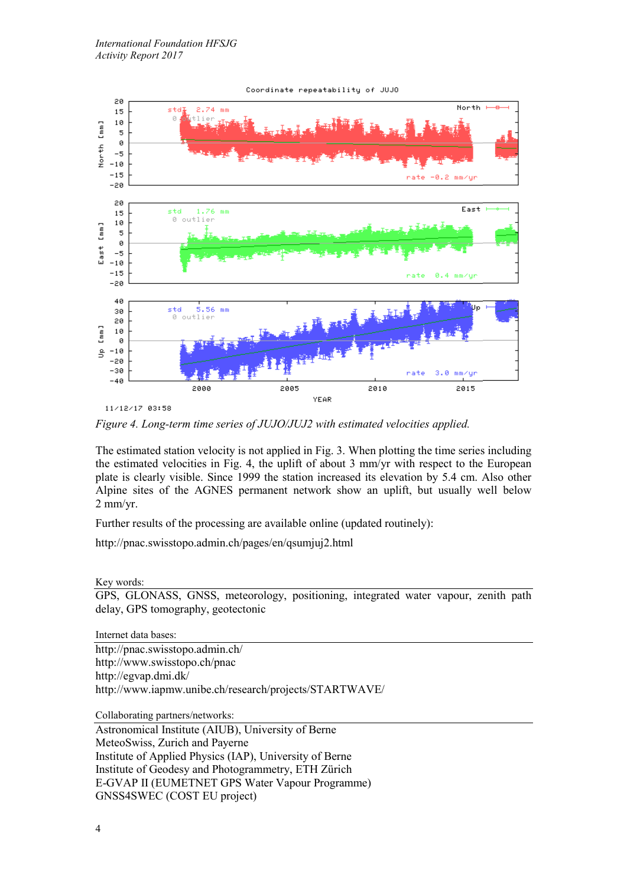*Figure 4. Long-term time series of JUJO/JUJ2 with estimated velocities applied.*

The estimated station velocity is not applied in Fig. 3. When plotting the time series including the estimated velocities in Fig. 4, the uplift of about 3 mm/yr with respect to the European plate is clearly visible. Since 1999 the station increased its elevation by 5.4 cm. Also other Alpine sites of the AGNES permanent network show an uplift, but usually well below 2 mm/yr.

Further results of the processing are available online (updated routinely):

http://pnac.swisstopo.admin.ch/pages/en/qsumjuj2.html

Key words:

GPS, GLONASS, GNSS, meteorology, positioning, integrated water vapour, zenith path delay, GPS tomography, geotectonic

Internet data bases:

http://pnac.swisstopo.admin.ch/
http://www.swisstopo.ch/pnac
http://egvap.dmi.dk/
http://www.iapmw.unibe.ch/research/projects/STARTWAVE/

Collaborating partners/networks:

Astronomical Institute (AIUB), University of Berne
MeteoSwiss, Zurich and Payerne
Institute of Applied Physics (IAP), University of Berne
Institute of Geodesy and Photogrammetry, ETH Zürich
E-GVAP II (EUMETNET GPS Water Vapour Programme)
GNSS4SWEC (COST EU project)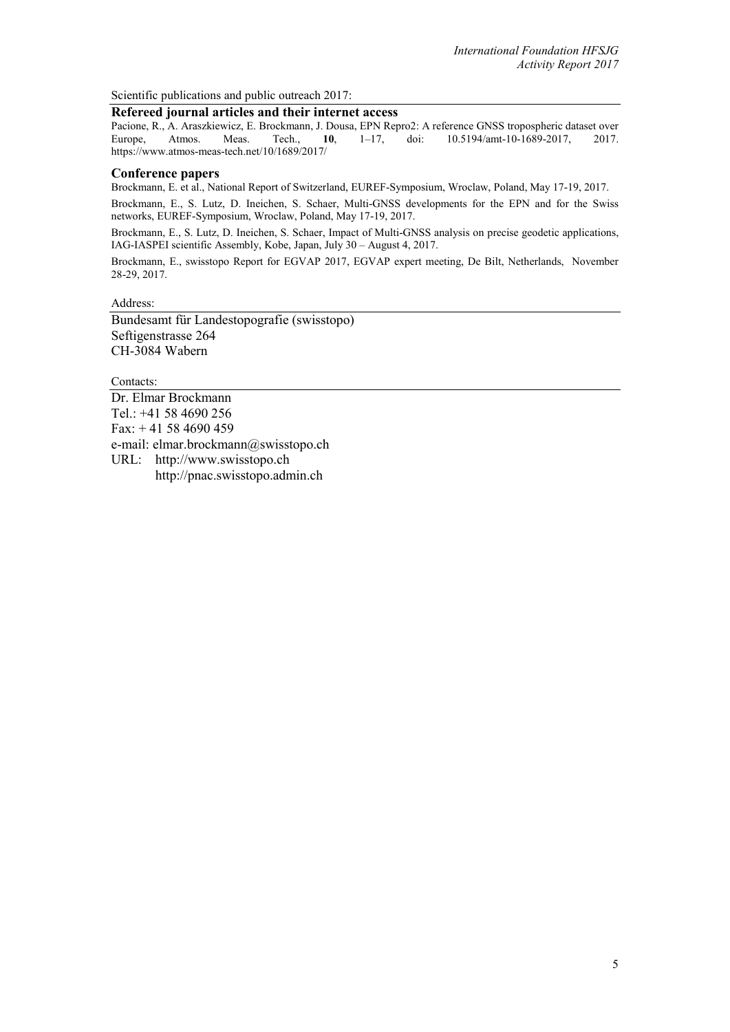Scientific publications and public outreach 2017:

## Refereed journal articles and their internet access

Pacione, R., A. Araszkiewicz, E. Brockmann, J. Dousa, EPN Repro2: A reference GNSS tropospheric dataset over Europe, Atmos. Meas. Tech., **10**, 1–17, doi: 10.5194/amt-10-1689-2017, 2017. https://www.atmos-meas-tech.net/10/1689/2017/

## Conference papers

Brockmann, E. et al., National Report of Switzerland, EUREF-Symposium, Wroclaw, Poland, May 17-19, 2017.

Brockmann, E., S. Lutz, D. Ineichen, S. Schaer, Multi-GNSS developments for the EPN and for the Swiss networks, EUREF-Symposium, Wroclaw, Poland, May 17-19, 2017.

Brockmann, E., S. Lutz, D. Ineichen, S. Schaer, Impact of Multi-GNSS analysis on precise geodetic applications, IAG-IASPEI scientific Assembly, Kobe, Japan, July 30 – August 4, 2017.

Brockmann, E., swisstopo Report for EGVAP 2017, EGVAP expert meeting, De Bilt, Netherlands, November 28-29, 2017.

Address:

Bundesamt für Landestopografie (swisstopo)
Seftigenstrasse 264
CH-3084 Wabern

Contacts:

Dr. Elmar Brockmann
Tel.: +41 58 4690 256
Fax: + 41 58 4690 459
e-mail: elmar.brockmann@swisstopo.ch
URL: http://www.swisstopo.ch
http://pnac.swisstopo.admin.ch